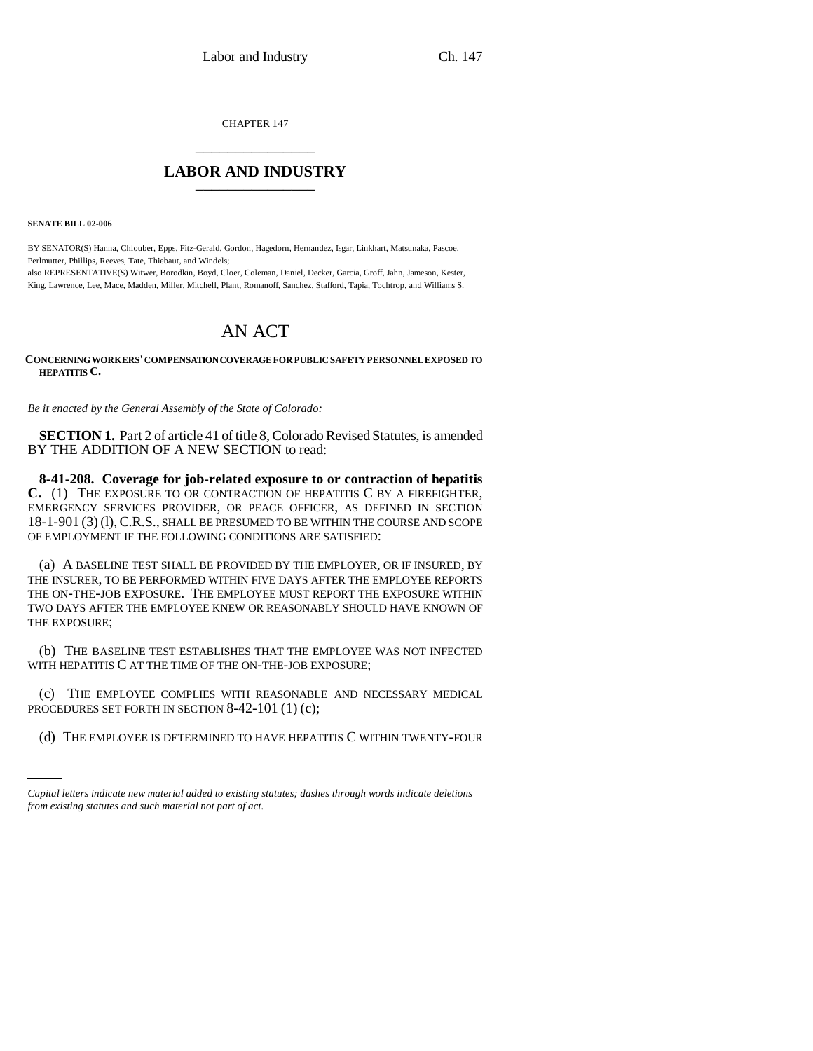CHAPTER 147

# LABOR AND INDUSTRY

**SENATE BILL 02-006**

BY SENATOR(S) Hanna, Chlouber, Epps, Fitz-Gerald, Gordon, Hagedorn, Hernandez, Isgar, Linkhart, Matsunaka, Pascoe, Perlmutter, Phillips, Reeves, Tate, Thiebaut, and Windels;
also REPRESENTATIVE(S) Witwer, Borodkin, Boyd, Cloer, Coleman, Daniel, Decker, Garcia, Groff, Jahn, Jameson, Kester, King, Lawrence, Lee, Mace, Madden, Miller, Mitchell, Plant, Romanoff, Sanchez, Stafford, Tapia, Tochtrop, and Williams S.

# AN ACT

**CONCERNING WORKERS' COMPENSATION COVERAGE FOR PUBLIC SAFETY PERSONNEL EXPOSED TO HEPATITIS C.**

*Be it enacted by the General Assembly of the State of Colorado:*

**SECTION 1.** Part 2 of article 41 of title 8, Colorado Revised Statutes, is amended BY THE ADDITION OF A NEW SECTION to read:

**8-41-208. Coverage for job-related exposure to or contraction of hepatitis C.** (1) THE EXPOSURE TO OR CONTRACTION OF HEPATITIS C BY A FIREFIGHTER, EMERGENCY SERVICES PROVIDER, OR PEACE OFFICER, AS DEFINED IN SECTION 18-1-901 (3) (l), C.R.S., SHALL BE PRESUMED TO BE WITHIN THE COURSE AND SCOPE OF EMPLOYMENT IF THE FOLLOWING CONDITIONS ARE SATISFIED:

(a) A BASELINE TEST SHALL BE PROVIDED BY THE EMPLOYER, OR IF INSURED, BY THE INSURER, TO BE PERFORMED WITHIN FIVE DAYS AFTER THE EMPLOYEE REPORTS THE ON-THE-JOB EXPOSURE. THE EMPLOYEE MUST REPORT THE EXPOSURE WITHIN TWO DAYS AFTER THE EMPLOYEE KNEW OR REASONABLY SHOULD HAVE KNOWN OF THE EXPOSURE;

(b) THE BASELINE TEST ESTABLISHES THAT THE EMPLOYEE WAS NOT INFECTED WITH HEPATITIS C AT THE TIME OF THE ON-THE-JOB EXPOSURE;

(c) THE EMPLOYEE COMPLIES WITH REASONABLE AND NECESSARY MEDICAL PROCEDURES SET FORTH IN SECTION 8-42-101 (1) (c);

(d) THE EMPLOYEE IS DETERMINED TO HAVE HEPATITIS C WITHIN TWENTY-FOUR

*Capital letters indicate new material added to existing statutes; dashes through words indicate deletions from existing statutes and such material not part of act.*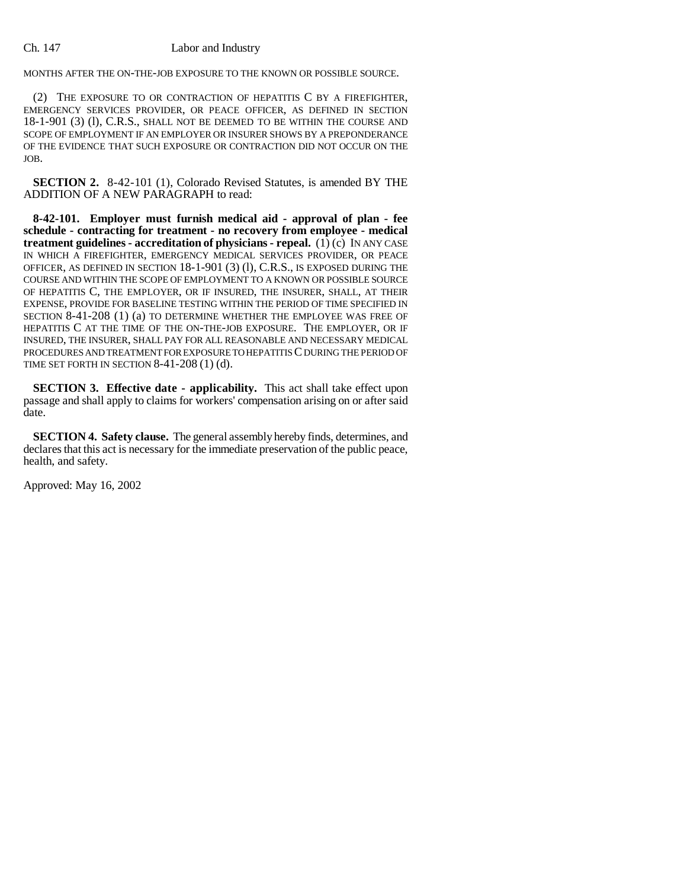MONTHS AFTER THE ON-THE-JOB EXPOSURE TO THE KNOWN OR POSSIBLE SOURCE.

(2) THE EXPOSURE TO OR CONTRACTION OF HEPATITIS C BY A FIREFIGHTER, EMERGENCY SERVICES PROVIDER, OR PEACE OFFICER, AS DEFINED IN SECTION 18-1-901 (3) (l), C.R.S., SHALL NOT BE DEEMED TO BE WITHIN THE COURSE AND SCOPE OF EMPLOYMENT IF AN EMPLOYER OR INSURER SHOWS BY A PREPONDERANCE OF THE EVIDENCE THAT SUCH EXPOSURE OR CONTRACTION DID NOT OCCUR ON THE JOB.

**SECTION 2.** 8-42-101 (1), Colorado Revised Statutes, is amended BY THE ADDITION OF A NEW PARAGRAPH to read:

**8-42-101. Employer must furnish medical aid - approval of plan - fee schedule - contracting for treatment - no recovery from employee - medical treatment guidelines - accreditation of physicians - repeal.** (1) (c) IN ANY CASE IN WHICH A FIREFIGHTER, EMERGENCY MEDICAL SERVICES PROVIDER, OR PEACE OFFICER, AS DEFINED IN SECTION 18-1-901 (3) (l), C.R.S., IS EXPOSED DURING THE COURSE AND WITHIN THE SCOPE OF EMPLOYMENT TO A KNOWN OR POSSIBLE SOURCE OF HEPATITIS C, THE EMPLOYER, OR IF INSURED, THE INSURER, SHALL, AT THEIR EXPENSE, PROVIDE FOR BASELINE TESTING WITHIN THE PERIOD OF TIME SPECIFIED IN SECTION 8-41-208 (1) (a) TO DETERMINE WHETHER THE EMPLOYEE WAS FREE OF HEPATITIS C AT THE TIME OF THE ON-THE-JOB EXPOSURE. THE EMPLOYER, OR IF INSURED, THE INSURER, SHALL PAY FOR ALL REASONABLE AND NECESSARY MEDICAL PROCEDURES AND TREATMENT FOR EXPOSURE TO HEPATITIS C DURING THE PERIOD OF TIME SET FORTH IN SECTION 8-41-208 (1) (d).

**SECTION 3. Effective date - applicability.** This act shall take effect upon passage and shall apply to claims for workers' compensation arising on or after said date.

**SECTION 4. Safety clause.** The general assembly hereby finds, determines, and declares that this act is necessary for the immediate preservation of the public peace, health, and safety.

Approved: May 16, 2002